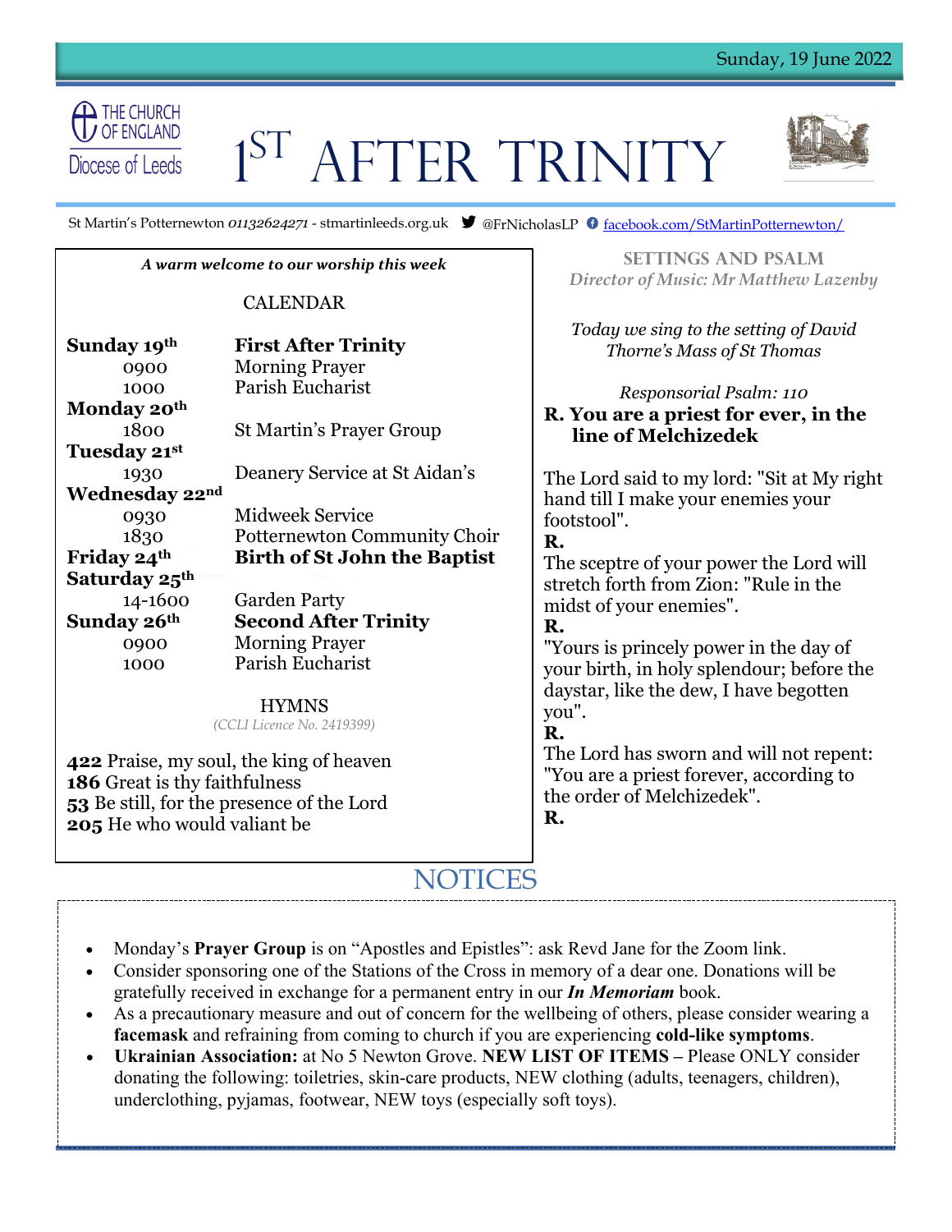Sunday, 19 June 2022

THE CHURCH OF ENGLAND
Diocese of Leeds

# 1ST AFTER TRINITY

St Martin's Potternewton *01132624271* - stmartinleeds.org.uk @FrNicholasLP facebook.com/StMartinPotternewton/

*A warm welcome to our worship this week*

## CALENDAR

| | |
|---|---|
| **Sunday 19th** | **First After Trinity** |
| 0900 | Morning Prayer |
| 1000 | Parish Eucharist |
| **Monday 20th** | |
| 1800 | St Martin's Prayer Group |
| **Tuesday 21st** | |
| 1930 | Deanery Service at St Aidan's |
| **Wednesday 22nd** | |
| 0930 | Midweek Service |
| 1830 | Potternewton Community Choir |
| **Friday 24th** | **Birth of St John the Baptist** |
| **Saturday 25th** | |
| 14-1600 | Garden Party |
| **Sunday 26th** | **Second After Trinity** |
| 0900 | Morning Prayer |
| 1000 | Parish Eucharist |

## HYMNS

*(CCLI Licence No. 2419399)*

**422** Praise, my soul, the king of heaven
**186** Great is thy faithfulness
**53** Be still, for the presence of the Lord
**205** He who would valiant be

## SETTINGS AND PSALM

*Director of Music: Mr Matthew Lazenby*

*Today we sing to the setting of David Thorne's Mass of St Thomas*

*Responsorial Psalm: 110*

**R. You are a priest for ever, in the line of Melchizedek**

The Lord said to my lord: "Sit at My right hand till I make your enemies your footstool".
**R.**
The sceptre of your power the Lord will stretch forth from Zion: "Rule in the midst of your enemies".
**R.**
"Yours is princely power in the day of your birth, in holy splendour; before the daystar, like the dew, I have begotten you".
**R.**
The Lord has sworn and will not repent: "You are a priest forever, according to the order of Melchizedek".
**R.**

## NOTICES

- Monday's **Prayer Group** is on "Apostles and Epistles": ask Revd Jane for the Zoom link.
- Consider sponsoring one of the Stations of the Cross in memory of a dear one. Donations will be gratefully received in exchange for a permanent entry in our ***In Memoriam*** book.
- As a precautionary measure and out of concern for the wellbeing of others, please consider wearing a **facemask** and refraining from coming to church if you are experiencing **cold-like symptoms**.
- **Ukrainian Association:** at No 5 Newton Grove. **NEW LIST OF ITEMS** – Please ONLY consider donating the following: toiletries, skin-care products, NEW clothing (adults, teenagers, children), underclothing, pyjamas, footwear, NEW toys (especially soft toys).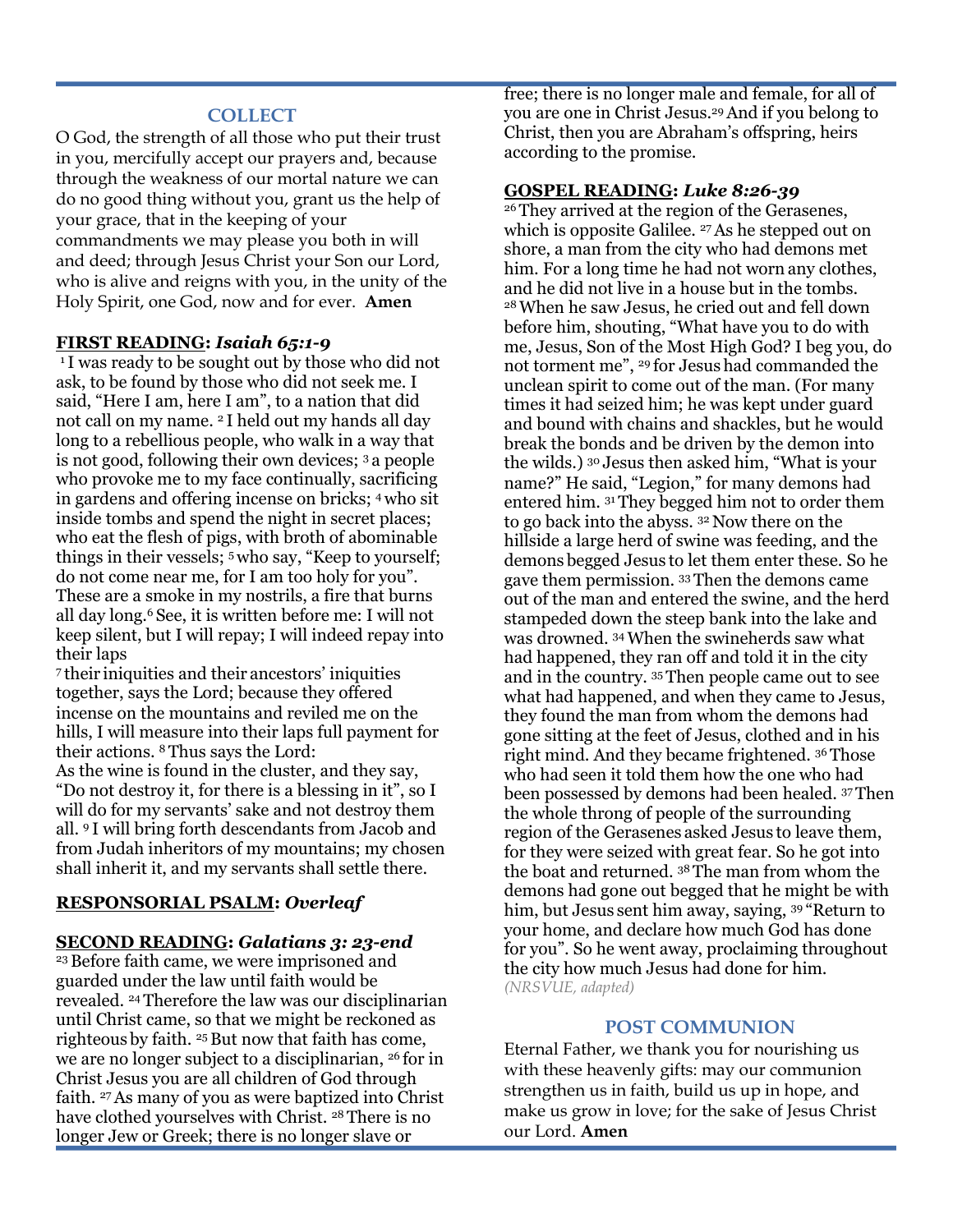## COLLECT

O God, the strength of all those who put their trust in you, mercifully accept our prayers and, because through the weakness of our mortal nature we can do no good thing without you, grant us the help of your grace, that in the keeping of your commandments we may please you both in will and deed; through Jesus Christ your Son our Lord, who is alive and reigns with you, in the unity of the Holy Spirit, one God, now and for ever. **Amen**

**FIRST READING: *Isaiah 65:1-9***

[1] I was ready to be sought out by those who did not ask, to be found by those who did not seek me. I said, "Here I am, here I am", to a nation that did not call on my name. [2] I held out my hands all day long to a rebellious people, who walk in a way that is not good, following their own devices; [3] a people who provoke me to my face continually, sacrificing in gardens and offering incense on bricks; [4] who sit inside tombs and spend the night in secret places; who eat the flesh of pigs, with broth of abominable things in their vessels; [5] who say, "Keep to yourself; do not come near me, for I am too holy for you". These are a smoke in my nostrils, a fire that burns all day long.[6] See, it is written before me: I will not keep silent, but I will repay; I will indeed repay into their laps

[7] their iniquities and their ancestors' iniquities together, says the Lord; because they offered incense on the mountains and reviled me on the hills, I will measure into their laps full payment for their actions. [8] Thus says the Lord:

As the wine is found in the cluster, and they say, "Do not destroy it, for there is a blessing in it", so I will do for my servants' sake and not destroy them all. [9] I will bring forth descendants from Jacob and from Judah inheritors of my mountains; my chosen shall inherit it, and my servants shall settle there.

**RESPONSORIAL PSALM: *Overleaf***

**SECOND READING: *Galatians 3: 23-end***

[23] Before faith came, we were imprisoned and guarded under the law until faith would be revealed. [24] Therefore the law was our disciplinarian until Christ came, so that we might be reckoned as righteous by faith. [25] But now that faith has come, we are no longer subject to a disciplinarian, [26] for in Christ Jesus you are all children of God through faith. [27] As many of you as were baptized into Christ have clothed yourselves with Christ. [28] There is no longer Jew or Greek; there is no longer slave or free; there is no longer male and female, for all of you are one in Christ Jesus.[29] And if you belong to Christ, then you are Abraham's offspring, heirs according to the promise.

**GOSPEL READING: *Luke 8:26-39***

[26] They arrived at the region of the Gerasenes, which is opposite Galilee. [27] As he stepped out on shore, a man from the city who had demons met him. For a long time he had not worn any clothes, and he did not live in a house but in the tombs. [28] When he saw Jesus, he cried out and fell down before him, shouting, "What have you to do with me, Jesus, Son of the Most High God? I beg you, do not torment me", [29] for Jesus had commanded the unclean spirit to come out of the man. (For many times it had seized him; he was kept under guard and bound with chains and shackles, but he would break the bonds and be driven by the demon into the wilds.) [30] Jesus then asked him, "What is your name?" He said, "Legion," for many demons had entered him. [31] They begged him not to order them to go back into the abyss. [32] Now there on the hillside a large herd of swine was feeding, and the demons begged Jesus to let them enter these. So he gave them permission. [33] Then the demons came out of the man and entered the swine, and the herd stampeded down the steep bank into the lake and was drowned. [34] When the swineherds saw what had happened, they ran off and told it in the city and in the country. [35] Then people came out to see what had happened, and when they came to Jesus, they found the man from whom the demons had gone sitting at the feet of Jesus, clothed and in his right mind. And they became frightened. [36] Those who had seen it told them how the one who had been possessed by demons had been healed. [37] Then the whole throng of people of the surrounding region of the Gerasenes asked Jesus to leave them, for they were seized with great fear. So he got into the boat and returned. [38] The man from whom the demons had gone out begged that he might be with him, but Jesus sent him away, saying, [39] "Return to your home, and declare how much God has done for you". So he went away, proclaiming throughout the city how much Jesus had done for him.

*(NRSVUE, adapted)*

## POST COMMUNION

Eternal Father, we thank you for nourishing us with these heavenly gifts: may our communion strengthen us in faith, build us up in hope, and make us grow in love; for the sake of Jesus Christ our Lord. **Amen**